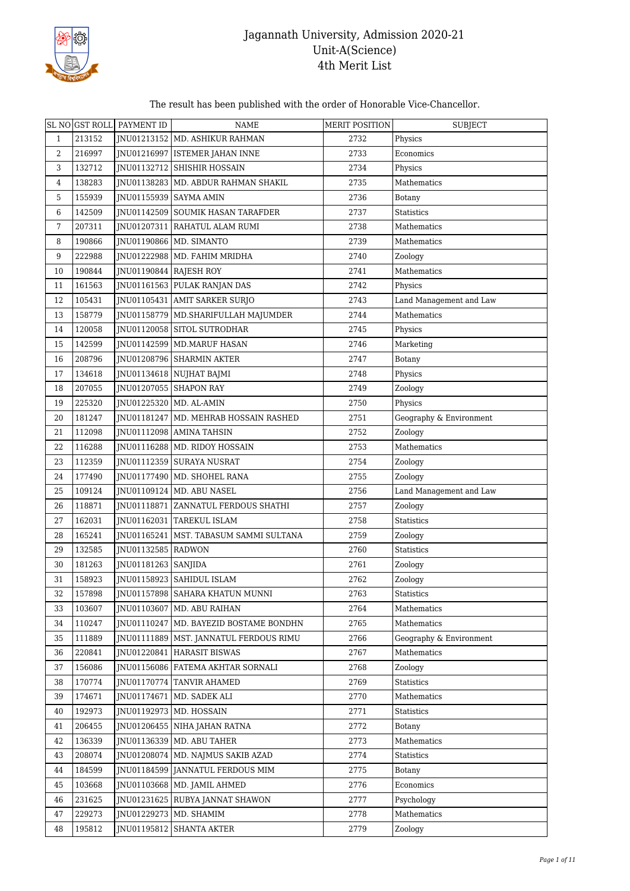# Jagannath University, Admission 2020-21
## Unit-A(Science)
## 4th Merit List

The result has been published with the order of Honorable Vice-Chancellor.

| SL NO | GST ROLL | PAYMENT ID | NAME | MERIT POSITION | SUBJECT |
|---|---|---|---|---|---|
| 1 | 213152 | JNU01213152 | MD. ASHIKUR RAHMAN | 2732 | Physics |
| 2 | 216997 | JNU01216997 | ISTEMER JAHAN INNE | 2733 | Economics |
| 3 | 132712 | JNU01132712 | SHISHIR HOSSAIN | 2734 | Physics |
| 4 | 138283 | JNU01138283 | MD. ABDUR RAHMAN SHAKIL | 2735 | Mathematics |
| 5 | 155939 | JNU01155939 | SAYMA AMIN | 2736 | Botany |
| 6 | 142509 | JNU01142509 | SOUMIK HASAN TARAFDER | 2737 | Statistics |
| 7 | 207311 | JNU01207311 | RAHATUL ALAM RUMI | 2738 | Mathematics |
| 8 | 190866 | JNU01190866 | MD. SIMANTO | 2739 | Mathematics |
| 9 | 222988 | JNU01222988 | MD. FAHIM MRIDHA | 2740 | Zoology |
| 10 | 190844 | JNU01190844 | RAJESH ROY | 2741 | Mathematics |
| 11 | 161563 | JNU01161563 | PULAK RANJAN DAS | 2742 | Physics |
| 12 | 105431 | JNU01105431 | AMIT SARKER SURJO | 2743 | Land Management and Law |
| 13 | 158779 | JNU01158779 | MD.SHARIFULLAH MAJUMDER | 2744 | Mathematics |
| 14 | 120058 | JNU01120058 | SITOL SUTRODHAR | 2745 | Physics |
| 15 | 142599 | JNU01142599 | MD.MARUF HASAN | 2746 | Marketing |
| 16 | 208796 | JNU01208796 | SHARMIN AKTER | 2747 | Botany |
| 17 | 134618 | JNU01134618 | NUJHAT BAJMI | 2748 | Physics |
| 18 | 207055 | JNU01207055 | SHAPON RAY | 2749 | Zoology |
| 19 | 225320 | JNU01225320 | MD. AL-AMIN | 2750 | Physics |
| 20 | 181247 | JNU01181247 | MD. MEHRAB HOSSAIN RASHED | 2751 | Geography & Environment |
| 21 | 112098 | JNU01112098 | AMINA TAHSIN | 2752 | Zoology |
| 22 | 116288 | JNU01116288 | MD. RIDOY HOSSAIN | 2753 | Mathematics |
| 23 | 112359 | JNU01112359 | SURAYA NUSRAT | 2754 | Zoology |
| 24 | 177490 | JNU01177490 | MD. SHOHEL RANA | 2755 | Zoology |
| 25 | 109124 | JNU01109124 | MD. ABU NASEL | 2756 | Land Management and Law |
| 26 | 118871 | JNU01118871 | ZANNATUL FERDOUS SHATHI | 2757 | Zoology |
| 27 | 162031 | JNU01162031 | TAREKUL ISLAM | 2758 | Statistics |
| 28 | 165241 | JNU01165241 | MST. TABASUM SAMMI SULTANA | 2759 | Zoology |
| 29 | 132585 | JNU01132585 | RADWON | 2760 | Statistics |
| 30 | 181263 | JNU01181263 | SANJIDA | 2761 | Zoology |
| 31 | 158923 | JNU01158923 | SAHIDUL ISLAM | 2762 | Zoology |
| 32 | 157898 | JNU01157898 | SAHARA KHATUN MUNNI | 2763 | Statistics |
| 33 | 103607 | JNU01103607 | MD. ABU RAIHAN | 2764 | Mathematics |
| 34 | 110247 | JNU01110247 | MD. BAYEZID BOSTAME BONDHN | 2765 | Mathematics |
| 35 | 111889 | JNU01111889 | MST. JANNATUL FERDOUS RIMU | 2766 | Geography & Environment |
| 36 | 220841 | JNU01220841 | HARASIT BISWAS | 2767 | Mathematics |
| 37 | 156086 | JNU01156086 | FATEMA AKHTAR SORNALI | 2768 | Zoology |
| 38 | 170774 | JNU01170774 | TANVIR AHAMED | 2769 | Statistics |
| 39 | 174671 | JNU01174671 | MD. SADEK ALI | 2770 | Mathematics |
| 40 | 192973 | JNU01192973 | MD. HOSSAIN | 2771 | Statistics |
| 41 | 206455 | JNU01206455 | NIHA JAHAN RATNA | 2772 | Botany |
| 42 | 136339 | JNU01136339 | MD. ABU TAHER | 2773 | Mathematics |
| 43 | 208074 | JNU01208074 | MD. NAJMUS SAKIB AZAD | 2774 | Statistics |
| 44 | 184599 | JNU01184599 | JANNATUL FERDOUS MIM | 2775 | Botany |
| 45 | 103668 | JNU01103668 | MD. JAMIL AHMED | 2776 | Economics |
| 46 | 231625 | JNU01231625 | RUBYA JANNAT SHAWON | 2777 | Psychology |
| 47 | 229273 | JNU01229273 | MD. SHAMIM | 2778 | Mathematics |
| 48 | 195812 | JNU01195812 | SHANTA AKTER | 2779 | Zoology |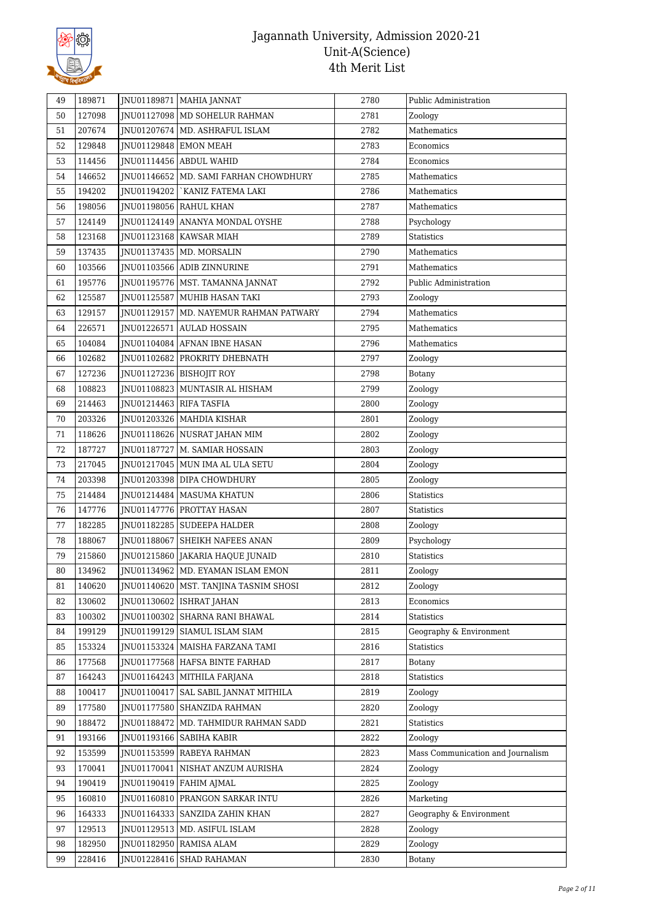| 49 | 189871 | JNU01189871 | MAHIA JANNAT | 2780 | Public Administration |
|---|---|---|---|---|---|
| 50 | 127098 | JNU01127098 | MD SOHELUR RAHMAN | 2781 | Zoology |
| 51 | 207674 | JNU01207674 | MD. ASHRAFUL ISLAM | 2782 | Mathematics |
| 52 | 129848 | JNU01129848 | EMON MEAH | 2783 | Economics |
| 53 | 114456 | JNU01114456 | ABDUL WAHID | 2784 | Economics |
| 54 | 146652 | JNU01146652 | MD. SAMI FARHAN CHOWDHURY | 2785 | Mathematics |
| 55 | 194202 | JNU01194202 | `KANIZ FATEMA LAKI | 2786 | Mathematics |
| 56 | 198056 | JNU01198056 | RAHUL KHAN | 2787 | Mathematics |
| 57 | 124149 | JNU01124149 | ANANYA MONDAL OYSHE | 2788 | Psychology |
| 58 | 123168 | JNU01123168 | KAWSAR MIAH | 2789 | Statistics |
| 59 | 137435 | JNU01137435 | MD. MORSALIN | 2790 | Mathematics |
| 60 | 103566 | JNU01103566 | ADIB ZINNURINE | 2791 | Mathematics |
| 61 | 195776 | JNU01195776 | MST. TAMANNA JANNAT | 2792 | Public Administration |
| 62 | 125587 | JNU01125587 | MUHIB HASAN TAKI | 2793 | Zoology |
| 63 | 129157 | JNU01129157 | MD. NAYEMUR RAHMAN PATWARY | 2794 | Mathematics |
| 64 | 226571 | JNU01226571 | AULAD HOSSAIN | 2795 | Mathematics |
| 65 | 104084 | JNU01104084 | AFNAN IBNE HASAN | 2796 | Mathematics |
| 66 | 102682 | JNU01102682 | PROKRITY DHEBNATH | 2797 | Zoology |
| 67 | 127236 | JNU01127236 | BISHOJIT ROY | 2798 | Botany |
| 68 | 108823 | JNU01108823 | MUNTASIR AL HISHAM | 2799 | Zoology |
| 69 | 214463 | JNU01214463 | RIFA TASFIA | 2800 | Zoology |
| 70 | 203326 | JNU01203326 | MAHDIA KISHAR | 2801 | Zoology |
| 71 | 118626 | JNU01118626 | NUSRAT JAHAN MIM | 2802 | Zoology |
| 72 | 187727 | JNU01187727 | M. SAMIAR HOSSAIN | 2803 | Zoology |
| 73 | 217045 | JNU01217045 | MUN IMA AL ULA SETU | 2804 | Zoology |
| 74 | 203398 | JNU01203398 | DIPA CHOWDHURY | 2805 | Zoology |
| 75 | 214484 | JNU01214484 | MASUMA KHATUN | 2806 | Statistics |
| 76 | 147776 | JNU01147776 | PROTTAY HASAN | 2807 | Statistics |
| 77 | 182285 | JNU01182285 | SUDEEPA HALDER | 2808 | Zoology |
| 78 | 188067 | JNU01188067 | SHEIKH NAFEES ANAN | 2809 | Psychology |
| 79 | 215860 | JNU01215860 | JAKARIA HAQUE JUNAID | 2810 | Statistics |
| 80 | 134962 | JNU01134962 | MD. EYAMAN ISLAM EMON | 2811 | Zoology |
| 81 | 140620 | JNU01140620 | MST. TANJINA TASNIM SHOSI | 2812 | Zoology |
| 82 | 130602 | JNU01130602 | ISHRAT JAHAN | 2813 | Economics |
| 83 | 100302 | JNU01100302 | SHARNA RANI BHAWAL | 2814 | Statistics |
| 84 | 199129 | JNU01199129 | SIAMUL ISLAM SIAM | 2815 | Geography & Environment |
| 85 | 153324 | JNU01153324 | MAISHA FARZANA TAMI | 2816 | Statistics |
| 86 | 177568 | JNU01177568 | HAFSA BINTE FARHAD | 2817 | Botany |
| 87 | 164243 | JNU01164243 | MITHILA FARJANA | 2818 | Statistics |
| 88 | 100417 | JNU01100417 | SAL SABIL JANNAT MITHILA | 2819 | Zoology |
| 89 | 177580 | JNU01177580 | SHANZIDA RAHMAN | 2820 | Zoology |
| 90 | 188472 | JNU01188472 | MD. TAHMIDUR RAHMAN SADD | 2821 | Statistics |
| 91 | 193166 | JNU01193166 | SABIHA KABIR | 2822 | Zoology |
| 92 | 153599 | JNU01153599 | RABEYA RAHMAN | 2823 | Mass Communication and Journalism |
| 93 | 170041 | JNU01170041 | NISHAT ANZUM AURISHA | 2824 | Zoology |
| 94 | 190419 | JNU01190419 | FAHIM AJMAL | 2825 | Zoology |
| 95 | 160810 | JNU01160810 | PRANGON SARKAR INTU | 2826 | Marketing |
| 96 | 164333 | JNU01164333 | SANZIDA ZAHIN KHAN | 2827 | Geography & Environment |
| 97 | 129513 | JNU01129513 | MD. ASIFUL ISLAM | 2828 | Zoology |
| 98 | 182950 | JNU01182950 | RAMISA ALAM | 2829 | Zoology |
| 99 | 228416 | JNU01228416 | SHAD RAHAMAN | 2830 | Botany |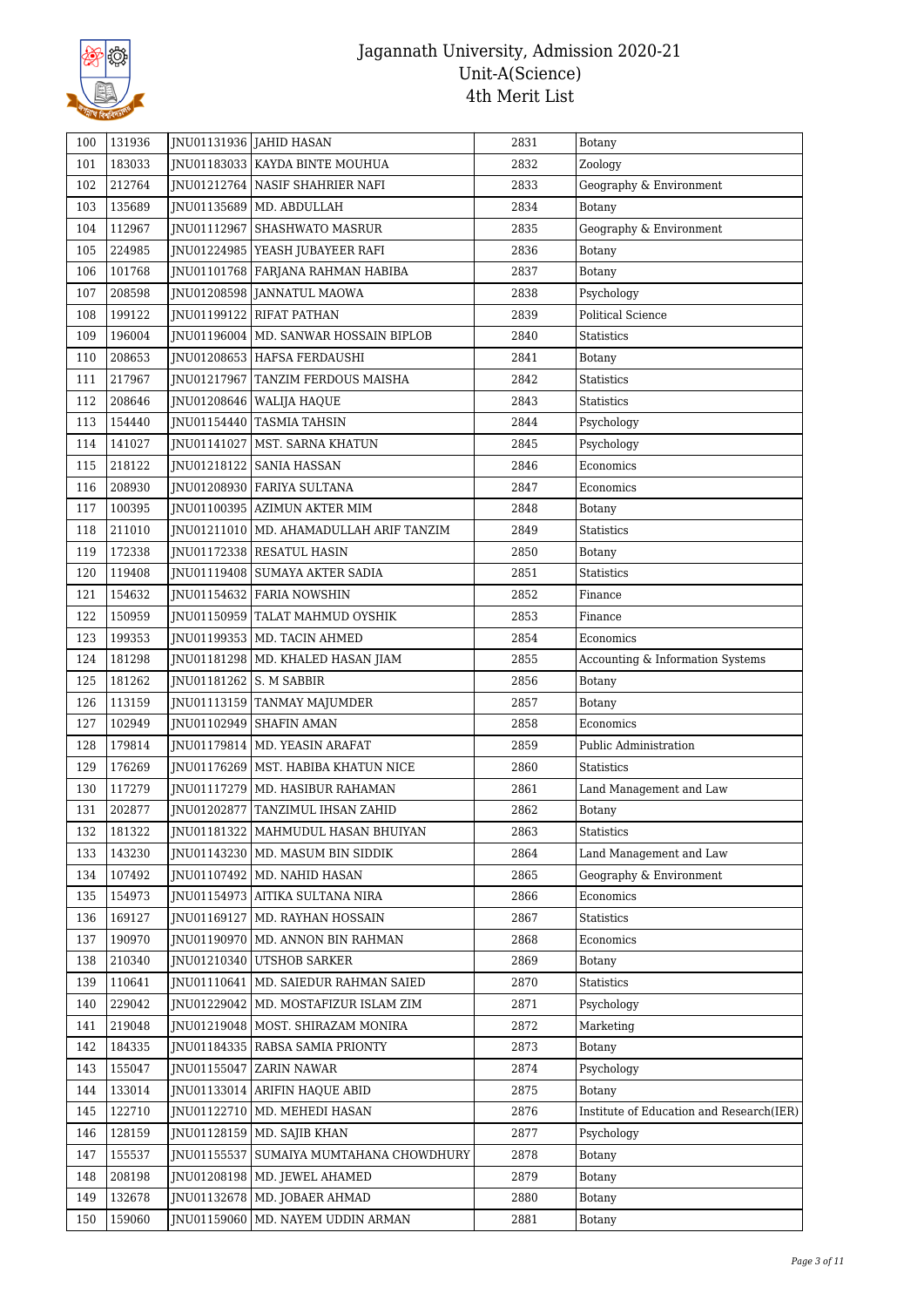# Jagannath University, Admission 2020-21
## Unit-A(Science)
## 4th Merit List

| | | | | | |
|---|---|---|---|---|---|
| 100 | 131936 | JNU01131936 | JAHID HASAN | 2831 | Botany |
| 101 | 183033 | JNU01183033 | KAYDA BINTE MOUHUA | 2832 | Zoology |
| 102 | 212764 | JNU01212764 | NASIF SHAHRIER NAFI | 2833 | Geography & Environment |
| 103 | 135689 | JNU01135689 | MD. ABDULLAH | 2834 | Botany |
| 104 | 112967 | JNU01112967 | SHASHWATO MASRUR | 2835 | Geography & Environment |
| 105 | 224985 | JNU01224985 | YEASH JUBAYEER RAFI | 2836 | Botany |
| 106 | 101768 | JNU01101768 | FARJANA RAHMAN HABIBA | 2837 | Botany |
| 107 | 208598 | JNU01208598 | JANNATUL MAOWA | 2838 | Psychology |
| 108 | 199122 | JNU01199122 | RIFAT PATHAN | 2839 | Political Science |
| 109 | 196004 | JNU01196004 | MD. SANWAR HOSSAIN BIPLOB | 2840 | Statistics |
| 110 | 208653 | JNU01208653 | HAFSA FERDAUSHI | 2841 | Botany |
| 111 | 217967 | JNU01217967 | TANZIM FERDOUS MAISHA | 2842 | Statistics |
| 112 | 208646 | JNU01208646 | WALIJA HAQUE | 2843 | Statistics |
| 113 | 154440 | JNU01154440 | TASMIA TAHSIN | 2844 | Psychology |
| 114 | 141027 | JNU01141027 | MST. SARNA KHATUN | 2845 | Psychology |
| 115 | 218122 | JNU01218122 | SANIA HASSAN | 2846 | Economics |
| 116 | 208930 | JNU01208930 | FARIYA SULTANA | 2847 | Economics |
| 117 | 100395 | JNU01100395 | AZIMUN AKTER MIM | 2848 | Botany |
| 118 | 211010 | JNU01211010 | MD. AHAMADULLAH ARIF TANZIM | 2849 | Statistics |
| 119 | 172338 | JNU01172338 | RESATUL HASIN | 2850 | Botany |
| 120 | 119408 | JNU01119408 | SUMAYA AKTER SADIA | 2851 | Statistics |
| 121 | 154632 | JNU01154632 | FARIA NOWSHIN | 2852 | Finance |
| 122 | 150959 | JNU01150959 | TALAT MAHMUD OYSHIK | 2853 | Finance |
| 123 | 199353 | JNU01199353 | MD. TACIN AHMED | 2854 | Economics |
| 124 | 181298 | JNU01181298 | MD. KHALED HASAN JIAM | 2855 | Accounting & Information Systems |
| 125 | 181262 | JNU01181262 | S. M SABBIR | 2856 | Botany |
| 126 | 113159 | JNU01113159 | TANMAY MAJUMDER | 2857 | Botany |
| 127 | 102949 | JNU01102949 | SHAFIN AMAN | 2858 | Economics |
| 128 | 179814 | JNU01179814 | MD. YEASIN ARAFAT | 2859 | Public Administration |
| 129 | 176269 | JNU01176269 | MST. HABIBA KHATUN NICE | 2860 | Statistics |
| 130 | 117279 | JNU01117279 | MD. HASIBUR RAHAMAN | 2861 | Land Management and Law |
| 131 | 202877 | JNU01202877 | TANZIMUL IHSAN ZAHID | 2862 | Botany |
| 132 | 181322 | JNU01181322 | MAHMUDUL HASAN BHUIYAN | 2863 | Statistics |
| 133 | 143230 | JNU01143230 | MD. MASUM BIN SIDDIK | 2864 | Land Management and Law |
| 134 | 107492 | JNU01107492 | MD. NAHID HASAN | 2865 | Geography & Environment |
| 135 | 154973 | JNU01154973 | AITIKA SULTANA NIRA | 2866 | Economics |
| 136 | 169127 | JNU01169127 | MD. RAYHAN HOSSAIN | 2867 | Statistics |
| 137 | 190970 | JNU01190970 | MD. ANNON BIN RAHMAN | 2868 | Economics |
| 138 | 210340 | JNU01210340 | UTSHOB SARKER | 2869 | Botany |
| 139 | 110641 | JNU01110641 | MD. SAIEDUR RAHMAN SAIED | 2870 | Statistics |
| 140 | 229042 | JNU01229042 | MD. MOSTAFIZUR ISLAM ZIM | 2871 | Psychology |
| 141 | 219048 | JNU01219048 | MOST. SHIRAZAM MONIRA | 2872 | Marketing |
| 142 | 184335 | JNU01184335 | RABSA SAMIA PRIONTY | 2873 | Botany |
| 143 | 155047 | JNU01155047 | ZARIN NAWAR | 2874 | Psychology |
| 144 | 133014 | JNU01133014 | ARIFIN HAQUE ABID | 2875 | Botany |
| 145 | 122710 | JNU01122710 | MD. MEHEDI HASAN | 2876 | Institute of Education and Research(IER) |
| 146 | 128159 | JNU01128159 | MD. SAJIB KHAN | 2877 | Psychology |
| 147 | 155537 | JNU01155537 | SUMAIYA MUMTAHANA CHOWDHURY | 2878 | Botany |
| 148 | 208198 | JNU01208198 | MD. JEWEL AHAMED | 2879 | Botany |
| 149 | 132678 | JNU01132678 | MD. JOBAER AHMAD | 2880 | Botany |
| 150 | 159060 | JNU01159060 | MD. NAYEM UDDIN ARMAN | 2881 | Botany |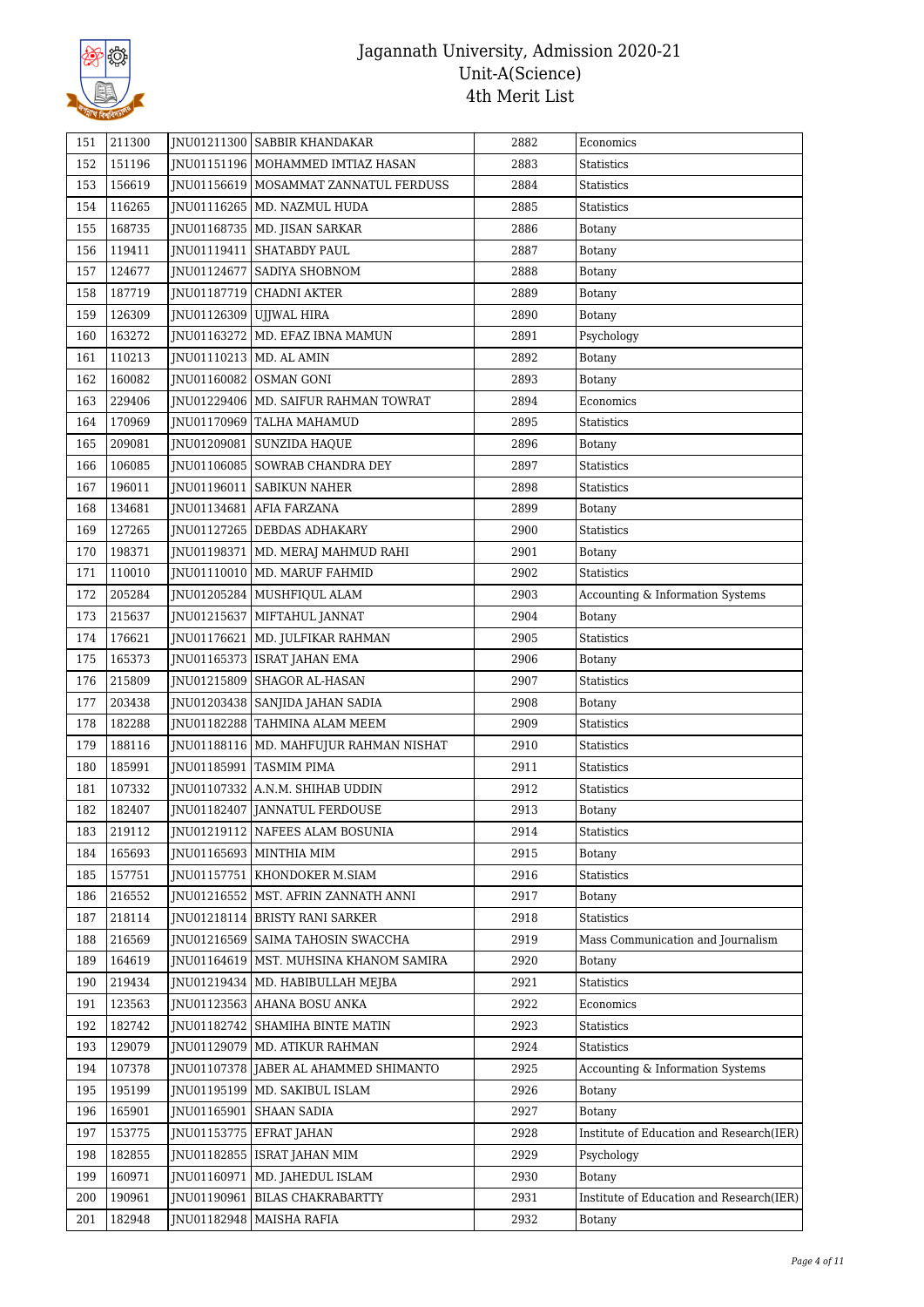# Jagannath University, Admission 2020-21
## Unit-A(Science)
## 4th Merit List

| | | | | | |
|---|---|---|---|---|---|
| 151 | 211300 | JNU01211300 | SABBIR KHANDAKAR | 2882 | Economics |
| 152 | 151196 | JNU01151196 | MOHAMMED IMTIAZ HASAN | 2883 | Statistics |
| 153 | 156619 | JNU01156619 | MOSAMMAT ZANNATUL FERDUSS | 2884 | Statistics |
| 154 | 116265 | JNU01116265 | MD. NAZMUL HUDA | 2885 | Statistics |
| 155 | 168735 | JNU01168735 | MD. JISAN SARKAR | 2886 | Botany |
| 156 | 119411 | JNU01119411 | SHATABDY PAUL | 2887 | Botany |
| 157 | 124677 | JNU01124677 | SADIYA SHOBNOM | 2888 | Botany |
| 158 | 187719 | JNU01187719 | CHADNI AKTER | 2889 | Botany |
| 159 | 126309 | JNU01126309 | UJJWAL HIRA | 2890 | Botany |
| 160 | 163272 | JNU01163272 | MD. EFAZ IBNA MAMUN | 2891 | Psychology |
| 161 | 110213 | JNU01110213 | MD. AL AMIN | 2892 | Botany |
| 162 | 160082 | JNU01160082 | OSMAN GONI | 2893 | Botany |
| 163 | 229406 | JNU01229406 | MD. SAIFUR RAHMAN TOWRAT | 2894 | Economics |
| 164 | 170969 | JNU01170969 | TALHA MAHAMUD | 2895 | Statistics |
| 165 | 209081 | JNU01209081 | SUNZIDA HAQUE | 2896 | Botany |
| 166 | 106085 | JNU01106085 | SOWRAB CHANDRA DEY | 2897 | Statistics |
| 167 | 196011 | JNU01196011 | SABIKUN NAHER | 2898 | Statistics |
| 168 | 134681 | JNU01134681 | AFIA FARZANA | 2899 | Botany |
| 169 | 127265 | JNU01127265 | DEBDAS ADHAKARY | 2900 | Statistics |
| 170 | 198371 | JNU01198371 | MD. MERAJ MAHMUD RAHI | 2901 | Botany |
| 171 | 110010 | JNU01110010 | MD. MARUF FAHMID | 2902 | Statistics |
| 172 | 205284 | JNU01205284 | MUSHFIQUL ALAM | 2903 | Accounting & Information Systems |
| 173 | 215637 | JNU01215637 | MIFTAHUL JANNAT | 2904 | Botany |
| 174 | 176621 | JNU01176621 | MD. JULFIKAR RAHMAN | 2905 | Statistics |
| 175 | 165373 | JNU01165373 | ISRAT JAHAN EMA | 2906 | Botany |
| 176 | 215809 | JNU01215809 | SHAGOR AL-HASAN | 2907 | Statistics |
| 177 | 203438 | JNU01203438 | SANJIDA JAHAN SADIA | 2908 | Botany |
| 178 | 182288 | JNU01182288 | TAHMINA ALAM MEEM | 2909 | Statistics |
| 179 | 188116 | JNU01188116 | MD. MAHFUJUR RAHMAN NISHAT | 2910 | Statistics |
| 180 | 185991 | JNU01185991 | TASMIM PIMA | 2911 | Statistics |
| 181 | 107332 | JNU01107332 | A.N.M. SHIHAB UDDIN | 2912 | Statistics |
| 182 | 182407 | JNU01182407 | JANNATUL FERDOUSE | 2913 | Botany |
| 183 | 219112 | JNU01219112 | NAFEES ALAM BOSUNIA | 2914 | Statistics |
| 184 | 165693 | JNU01165693 | MINTHIA MIM | 2915 | Botany |
| 185 | 157751 | JNU01157751 | KHONDOKER M.SIAM | 2916 | Statistics |
| 186 | 216552 | JNU01216552 | MST. AFRIN ZANNATH ANNI | 2917 | Botany |
| 187 | 218114 | JNU01218114 | BRISTY RANI SARKER | 2918 | Statistics |
| 188 | 216569 | JNU01216569 | SAIMA TAHOSIN SWACCHA | 2919 | Mass Communication and Journalism |
| 189 | 164619 | JNU01164619 | MST. MUHSINA KHANOM SAMIRA | 2920 | Botany |
| 190 | 219434 | JNU01219434 | MD. HABIBULLAH MEJBA | 2921 | Statistics |
| 191 | 123563 | JNU01123563 | AHANA BOSU ANKA | 2922 | Economics |
| 192 | 182742 | JNU01182742 | SHAMIHA BINTE MATIN | 2923 | Statistics |
| 193 | 129079 | JNU01129079 | MD. ATIKUR RAHMAN | 2924 | Statistics |
| 194 | 107378 | JNU01107378 | JABER AL AHAMMED SHIMANTO | 2925 | Accounting & Information Systems |
| 195 | 195199 | JNU01195199 | MD. SAKIBUL ISLAM | 2926 | Botany |
| 196 | 165901 | JNU01165901 | SHAAN SADIA | 2927 | Botany |
| 197 | 153775 | JNU01153775 | EFRAT JAHAN | 2928 | Institute of Education and Research(IER) |
| 198 | 182855 | JNU01182855 | ISRAT JAHAN MIM | 2929 | Psychology |
| 199 | 160971 | JNU01160971 | MD. JAHEDUL ISLAM | 2930 | Botany |
| 200 | 190961 | JNU01190961 | BILAS CHAKRABARTTY | 2931 | Institute of Education and Research(IER) |
| 201 | 182948 | JNU01182948 | MAISHA RAFIA | 2932 | Botany |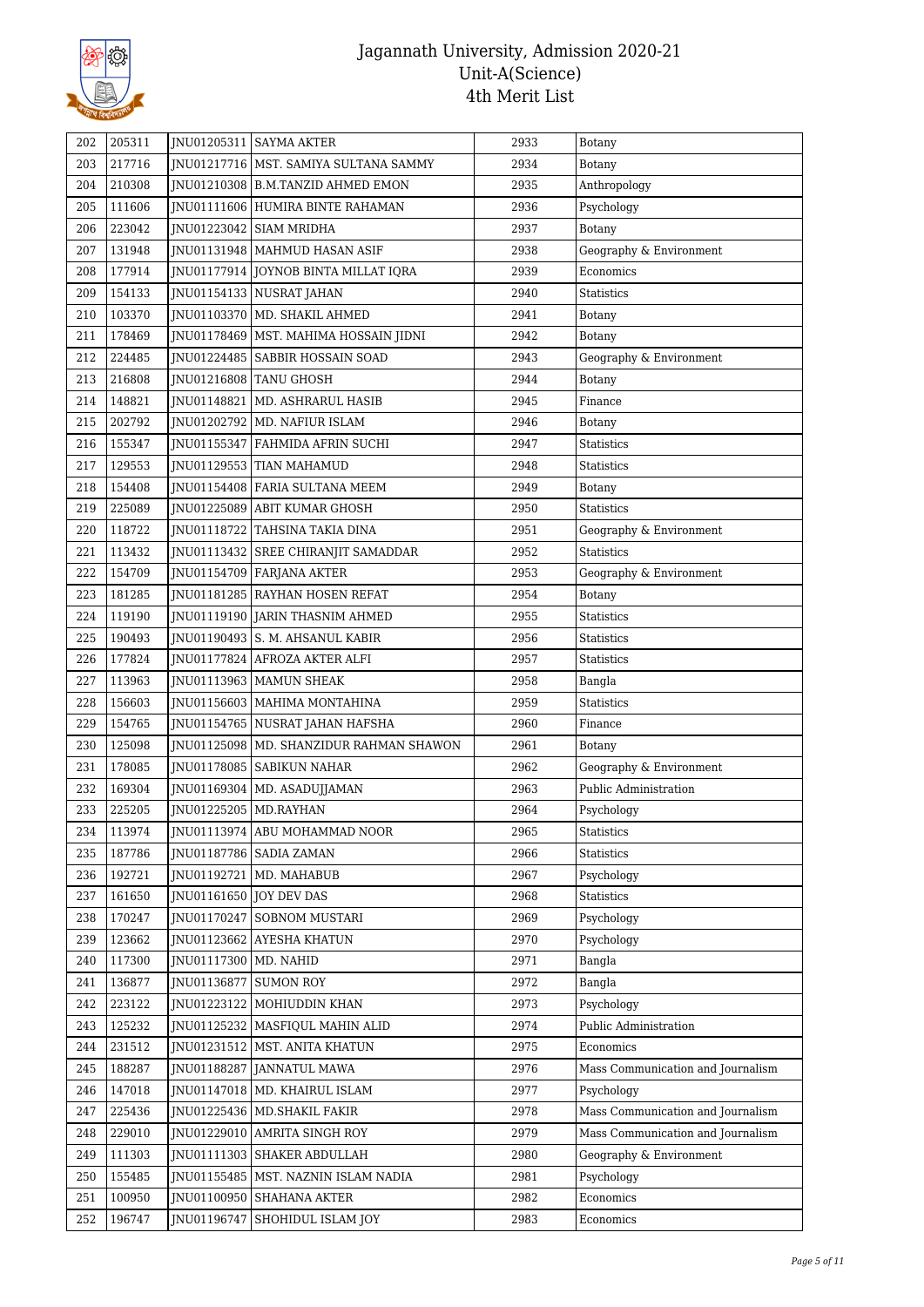| 202 | 205311 | JNU01205311 | SAYMA AKTER | 2933 | Botany |
|---|---|---|---|---|---|
| 203 | 217716 | JNU01217716 | MST. SAMIYA SULTANA SAMMY | 2934 | Botany |
| 204 | 210308 | JNU01210308 | B.M.TANZID AHMED EMON | 2935 | Anthropology |
| 205 | 111606 | JNU01111606 | HUMIRA BINTE RAHAMAN | 2936 | Psychology |
| 206 | 223042 | JNU01223042 | SIAM MRIDHA | 2937 | Botany |
| 207 | 131948 | JNU01131948 | MAHMUD HASAN ASIF | 2938 | Geography & Environment |
| 208 | 177914 | JNU01177914 | JOYNOB BINTA MILLAT IQRA | 2939 | Economics |
| 209 | 154133 | JNU01154133 | NUSRAT JAHAN | 2940 | Statistics |
| 210 | 103370 | JNU01103370 | MD. SHAKIL AHMED | 2941 | Botany |
| 211 | 178469 | JNU01178469 | MST. MAHIMA HOSSAIN JIDNI | 2942 | Botany |
| 212 | 224485 | JNU01224485 | SABBIR HOSSAIN SOAD | 2943 | Geography & Environment |
| 213 | 216808 | JNU01216808 | TANU GHOSH | 2944 | Botany |
| 214 | 148821 | JNU01148821 | MD. ASHRARUL HASIB | 2945 | Finance |
| 215 | 202792 | JNU01202792 | MD. NAFIUR ISLAM | 2946 | Botany |
| 216 | 155347 | JNU01155347 | FAHMIDA AFRIN SUCHI | 2947 | Statistics |
| 217 | 129553 | JNU01129553 | TIAN MAHAMUD | 2948 | Statistics |
| 218 | 154408 | JNU01154408 | FARIA SULTANA MEEM | 2949 | Botany |
| 219 | 225089 | JNU01225089 | ABIT KUMAR GHOSH | 2950 | Statistics |
| 220 | 118722 | JNU01118722 | TAHSINA TAKIA DINA | 2951 | Geography & Environment |
| 221 | 113432 | JNU01113432 | SREE CHIRANJIT SAMADDAR | 2952 | Statistics |
| 222 | 154709 | JNU01154709 | FARJANA AKTER | 2953 | Geography & Environment |
| 223 | 181285 | JNU01181285 | RAYHAN HOSEN REFAT | 2954 | Botany |
| 224 | 119190 | JNU01119190 | JARIN THASNIM AHMED | 2955 | Statistics |
| 225 | 190493 | JNU01190493 | S. M. AHSANUL KABIR | 2956 | Statistics |
| 226 | 177824 | JNU01177824 | AFROZA AKTER ALFI | 2957 | Statistics |
| 227 | 113963 | JNU01113963 | MAMUN SHEAK | 2958 | Bangla |
| 228 | 156603 | JNU01156603 | MAHIMA MONTAHINA | 2959 | Statistics |
| 229 | 154765 | JNU01154765 | NUSRAT JAHAN HAFSHA | 2960 | Finance |
| 230 | 125098 | JNU01125098 | MD. SHANZIDUR RAHMAN SHAWON | 2961 | Botany |
| 231 | 178085 | JNU01178085 | SABIKUN NAHAR | 2962 | Geography & Environment |
| 232 | 169304 | JNU01169304 | MD. ASADUJJAMAN | 2963 | Public Administration |
| 233 | 225205 | JNU01225205 | MD.RAYHAN | 2964 | Psychology |
| 234 | 113974 | JNU01113974 | ABU MOHAMMAD NOOR | 2965 | Statistics |
| 235 | 187786 | JNU01187786 | SADIA ZAMAN | 2966 | Statistics |
| 236 | 192721 | JNU01192721 | MD. MAHABUB | 2967 | Psychology |
| 237 | 161650 | JNU01161650 | JOY DEV DAS | 2968 | Statistics |
| 238 | 170247 | JNU01170247 | SOBNOM MUSTARI | 2969 | Psychology |
| 239 | 123662 | JNU01123662 | AYESHA KHATUN | 2970 | Psychology |
| 240 | 117300 | JNU01117300 | MD. NAHID | 2971 | Bangla |
| 241 | 136877 | JNU01136877 | SUMON ROY | 2972 | Bangla |
| 242 | 223122 | JNU01223122 | MOHIUDDIN KHAN | 2973 | Psychology |
| 243 | 125232 | JNU01125232 | MASFIQUL MAHIN ALID | 2974 | Public Administration |
| 244 | 231512 | JNU01231512 | MST. ANITA KHATUN | 2975 | Economics |
| 245 | 188287 | JNU01188287 | JANNATUL MAWA | 2976 | Mass Communication and Journalism |
| 246 | 147018 | JNU01147018 | MD. KHAIRUL ISLAM | 2977 | Psychology |
| 247 | 225436 | JNU01225436 | MD.SHAKIL FAKIR | 2978 | Mass Communication and Journalism |
| 248 | 229010 | JNU01229010 | AMRITA SINGH ROY | 2979 | Mass Communication and Journalism |
| 249 | 111303 | JNU01111303 | SHAKER ABDULLAH | 2980 | Geography & Environment |
| 250 | 155485 | JNU01155485 | MST. NAZNIN ISLAM NADIA | 2981 | Psychology |
| 251 | 100950 | JNU01100950 | SHAHANA AKTER | 2982 | Economics |
| 252 | 196747 | JNU01196747 | SHOHIDUL ISLAM JOY | 2983 | Economics |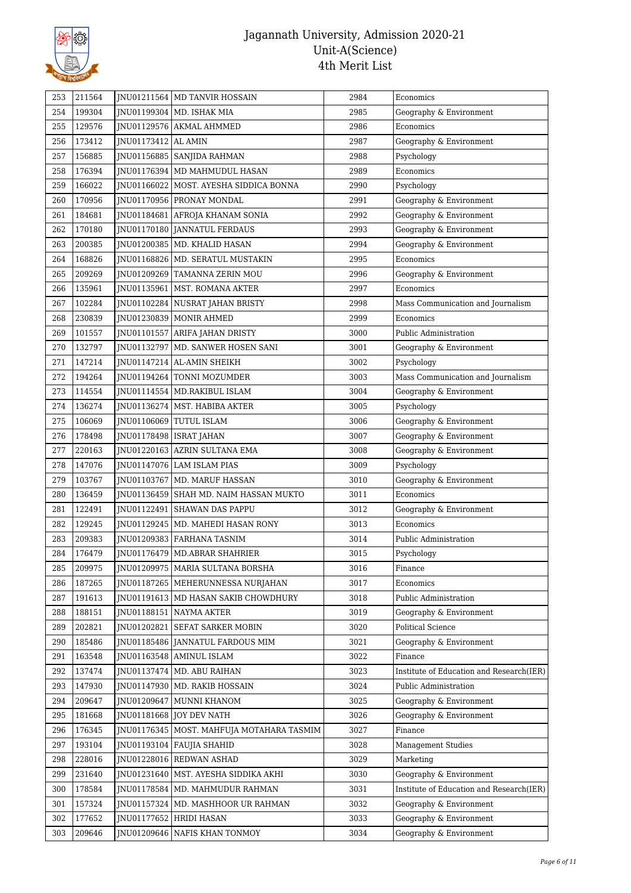| 253 | 211564 | JNU01211564 | MD TANVIR HOSSAIN | 2984 | Economics |
|---|---|---|---|---|---|
| 254 | 199304 | JNU01199304 | MD. ISHAK MIA | 2985 | Geography & Environment |
| 255 | 129576 | JNU01129576 | AKMAL AHMMED | 2986 | Economics |
| 256 | 173412 | JNU01173412 | AL AMIN | 2987 | Geography & Environment |
| 257 | 156885 | JNU01156885 | SANJIDA RAHMAN | 2988 | Psychology |
| 258 | 176394 | JNU01176394 | MD MAHMUDUL HASAN | 2989 | Economics |
| 259 | 166022 | JNU01166022 | MOST. AYESHA SIDDICA BONNA | 2990 | Psychology |
| 260 | 170956 | JNU01170956 | PRONAY MONDAL | 2991 | Geography & Environment |
| 261 | 184681 | JNU01184681 | AFROJA KHANAM SONIA | 2992 | Geography & Environment |
| 262 | 170180 | JNU01170180 | JANNATUL FERDAUS | 2993 | Geography & Environment |
| 263 | 200385 | JNU01200385 | MD. KHALID HASAN | 2994 | Geography & Environment |
| 264 | 168826 | JNU01168826 | MD. SERATUL MUSTAKIN | 2995 | Economics |
| 265 | 209269 | JNU01209269 | TAMANNA ZERIN MOU | 2996 | Geography & Environment |
| 266 | 135961 | JNU01135961 | MST. ROMANA AKTER | 2997 | Economics |
| 267 | 102284 | JNU01102284 | NUSRAT JAHAN BRISTY | 2998 | Mass Communication and Journalism |
| 268 | 230839 | JNU01230839 | MONIR AHMED | 2999 | Economics |
| 269 | 101557 | JNU01101557 | ARIFA JAHAN DRISTY | 3000 | Public Administration |
| 270 | 132797 | JNU01132797 | MD. SANWER HOSEN SANI | 3001 | Geography & Environment |
| 271 | 147214 | JNU01147214 | AL-AMIN SHEIKH | 3002 | Psychology |
| 272 | 194264 | JNU01194264 | TONNI MOZUMDER | 3003 | Mass Communication and Journalism |
| 273 | 114554 | JNU01114554 | MD.RAKIBUL ISLAM | 3004 | Geography & Environment |
| 274 | 136274 | JNU01136274 | MST. HABIBA AKTER | 3005 | Psychology |
| 275 | 106069 | JNU01106069 | TUTUL ISLAM | 3006 | Geography & Environment |
| 276 | 178498 | JNU01178498 | ISRAT JAHAN | 3007 | Geography & Environment |
| 277 | 220163 | JNU01220163 | AZRIN SULTANA EMA | 3008 | Geography & Environment |
| 278 | 147076 | JNU01147076 | LAM ISLAM PIAS | 3009 | Psychology |
| 279 | 103767 | JNU01103767 | MD. MARUF HASSAN | 3010 | Geography & Environment |
| 280 | 136459 | JNU01136459 | SHAH MD. NAIM HASSAN MUKTO | 3011 | Economics |
| 281 | 122491 | JNU01122491 | SHAWAN DAS PAPPU | 3012 | Geography & Environment |
| 282 | 129245 | JNU01129245 | MD. MAHEDI HASAN RONY | 3013 | Economics |
| 283 | 209383 | JNU01209383 | FARHANA TASNIM | 3014 | Public Administration |
| 284 | 176479 | JNU01176479 | MD.ABRAR SHAHRIER | 3015 | Psychology |
| 285 | 209975 | JNU01209975 | MARIA SULTANA BORSHA | 3016 | Finance |
| 286 | 187265 | JNU01187265 | MEHERUNNESSA NURJAHAN | 3017 | Economics |
| 287 | 191613 | JNU01191613 | MD HASAN SAKIB CHOWDHURY | 3018 | Public Administration |
| 288 | 188151 | JNU01188151 | NAYMA AKTER | 3019 | Geography & Environment |
| 289 | 202821 | JNU01202821 | SEFAT SARKER MOBIN | 3020 | Political Science |
| 290 | 185486 | JNU01185486 | JANNATUL FARDOUS MIM | 3021 | Geography & Environment |
| 291 | 163548 | JNU01163548 | AMINUL ISLAM | 3022 | Finance |
| 292 | 137474 | JNU01137474 | MD. ABU RAIHAN | 3023 | Institute of Education and Research(IER) |
| 293 | 147930 | JNU01147930 | MD. RAKIB HOSSAIN | 3024 | Public Administration |
| 294 | 209647 | JNU01209647 | MUNNI KHANOM | 3025 | Geography & Environment |
| 295 | 181668 | JNU01181668 | JOY DEV NATH | 3026 | Geography & Environment |
| 296 | 176345 | JNU01176345 | MOST. MAHFUJA MOTAHARA TASMIM | 3027 | Finance |
| 297 | 193104 | JNU01193104 | FAUJIA SHAHID | 3028 | Management Studies |
| 298 | 228016 | JNU01228016 | REDWAN ASHAD | 3029 | Marketing |
| 299 | 231640 | JNU01231640 | MST. AYESHA SIDDIKA AKHI | 3030 | Geography & Environment |
| 300 | 178584 | JNU01178584 | MD. MAHMUDUR RAHMAN | 3031 | Institute of Education and Research(IER) |
| 301 | 157324 | JNU01157324 | MD. MASHHOOR UR RAHMAN | 3032 | Geography & Environment |
| 302 | 177652 | JNU01177652 | HRIDI HASAN | 3033 | Geography & Environment |
| 303 | 209646 | JNU01209646 | NAFIS KHAN TONMOY | 3034 | Geography & Environment |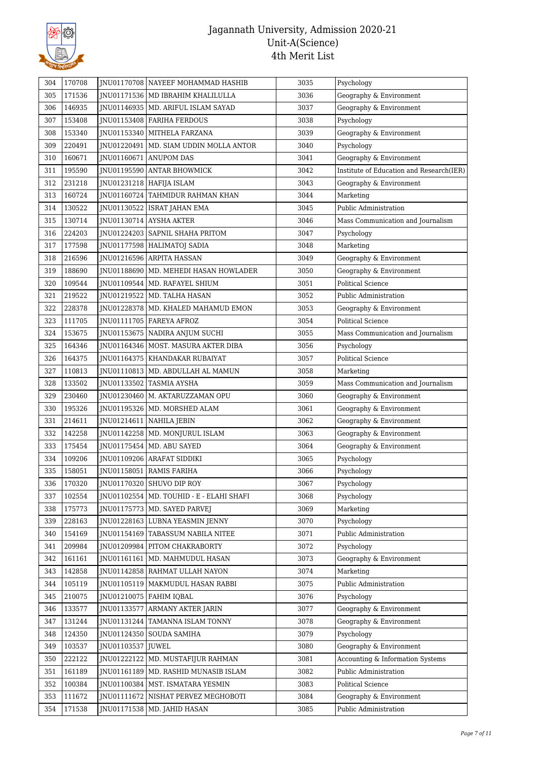| 304 | 170708 | JNU01170708 | NAYEEF MOHAMMAD HASHIB | 3035 | Psychology |
|---|---|---|---|---|---|
| 305 | 171536 | JNU01171536 | MD IBRAHIM KHALILULLA | 3036 | Geography & Environment |
| 306 | 146935 | JNU01146935 | MD. ARIFUL ISLAM SAYAD | 3037 | Geography & Environment |
| 307 | 153408 | JNU01153408 | FARIHA FERDOUS | 3038 | Psychology |
| 308 | 153340 | JNU01153340 | MITHELA FARZANA | 3039 | Geography & Environment |
| 309 | 220491 | JNU01220491 | MD. SIAM UDDIN MOLLA ANTOR | 3040 | Psychology |
| 310 | 160671 | JNU01160671 | ANUPOM DAS | 3041 | Geography & Environment |
| 311 | 195590 | JNU01195590 | ANTAR BHOWMICK | 3042 | Institute of Education and Research(IER) |
| 312 | 231218 | JNU01231218 | HAFIJA ISLAM | 3043 | Geography & Environment |
| 313 | 160724 | JNU01160724 | TAHMIDUR RAHMAN KHAN | 3044 | Marketing |
| 314 | 130522 | JNU01130522 | ISRAT JAHAN EMA | 3045 | Public Administration |
| 315 | 130714 | JNU01130714 | AYSHA AKTER | 3046 | Mass Communication and Journalism |
| 316 | 224203 | JNU01224203 | SAPNIL SHAHA PRITOM | 3047 | Psychology |
| 317 | 177598 | JNU01177598 | HALIMATOJ SADIA | 3048 | Marketing |
| 318 | 216596 | JNU01216596 | ARPITA HASSAN | 3049 | Geography & Environment |
| 319 | 188690 | JNU01188690 | MD. MEHEDI HASAN HOWLADER | 3050 | Geography & Environment |
| 320 | 109544 | JNU01109544 | MD. RAFAYEL SHIUM | 3051 | Political Science |
| 321 | 219522 | JNU01219522 | MD. TALHA HASAN | 3052 | Public Administration |
| 322 | 228378 | JNU01228378 | MD. KHALED MAHAMUD EMON | 3053 | Geography & Environment |
| 323 | 111705 | JNU01111705 | FAREYA AFROZ | 3054 | Political Science |
| 324 | 153675 | JNU01153675 | NADIRA ANJUM SUCHI | 3055 | Mass Communication and Journalism |
| 325 | 164346 | JNU01164346 | MOST. MASURA AKTER DIBA | 3056 | Psychology |
| 326 | 164375 | JNU01164375 | KHANDAKAR RUBAIYAT | 3057 | Political Science |
| 327 | 110813 | JNU01110813 | MD. ABDULLAH AL MAMUN | 3058 | Marketing |
| 328 | 133502 | JNU01133502 | TASMIA AYSHA | 3059 | Mass Communication and Journalism |
| 329 | 230460 | JNU01230460 | M. AKTARUZZAMAN OPU | 3060 | Geography & Environment |
| 330 | 195326 | JNU01195326 | MD. MORSHED ALAM | 3061 | Geography & Environment |
| 331 | 214611 | JNU01214611 | NAHILA JEBIN | 3062 | Geography & Environment |
| 332 | 142258 | JNU01142258 | MD. MONJURUL ISLAM | 3063 | Geography & Environment |
| 333 | 175454 | JNU01175454 | MD. ABU SAYED | 3064 | Geography & Environment |
| 334 | 109206 | JNU01109206 | ARAFAT SIDDIKI | 3065 | Psychology |
| 335 | 158051 | JNU01158051 | RAMIS FARIHA | 3066 | Psychology |
| 336 | 170320 | JNU01170320 | SHUVO DIP ROY | 3067 | Psychology |
| 337 | 102554 | JNU01102554 | MD. TOUHID - E - ELAHI SHAFI | 3068 | Psychology |
| 338 | 175773 | JNU01175773 | MD. SAYED PARVEJ | 3069 | Marketing |
| 339 | 228163 | JNU01228163 | LUBNA YEASMIN JENNY | 3070 | Psychology |
| 340 | 154169 | JNU01154169 | TABASSUM NABILA NITEE | 3071 | Public Administration |
| 341 | 209984 | JNU01209984 | PITOM CHAKRABORTY | 3072 | Psychology |
| 342 | 161161 | JNU01161161 | MD. MAHMUDUL HASAN | 3073 | Geography & Environment |
| 343 | 142858 | JNU01142858 | RAHMAT ULLAH NAYON | 3074 | Marketing |
| 344 | 105119 | JNU01105119 | MAKMUDUL HASAN RABBI | 3075 | Public Administration |
| 345 | 210075 | JNU01210075 | FAHIM IQBAL | 3076 | Psychology |
| 346 | 133577 | JNU01133577 | ARMANY AKTER JARIN | 3077 | Geography & Environment |
| 347 | 131244 | JNU01131244 | TAMANNA ISLAM TONNY | 3078 | Geography & Environment |
| 348 | 124350 | JNU01124350 | SOUDA SAMIHA | 3079 | Psychology |
| 349 | 103537 | JNU01103537 | JUWEL | 3080 | Geography & Environment |
| 350 | 222122 | JNU01222122 | MD. MUSTAFIJUR RAHMAN | 3081 | Accounting & Information Systems |
| 351 | 161189 | JNU01161189 | MD. RASHID MUNASIB ISLAM | 3082 | Public Administration |
| 352 | 100384 | JNU01100384 | MST. ISMATARA YESMIN | 3083 | Political Science |
| 353 | 111672 | JNU01111672 | NISHAT PERVEZ MEGHOBOTI | 3084 | Geography & Environment |
| 354 | 171538 | JNU01171538 | MD. JAHID HASAN | 3085 | Public Administration |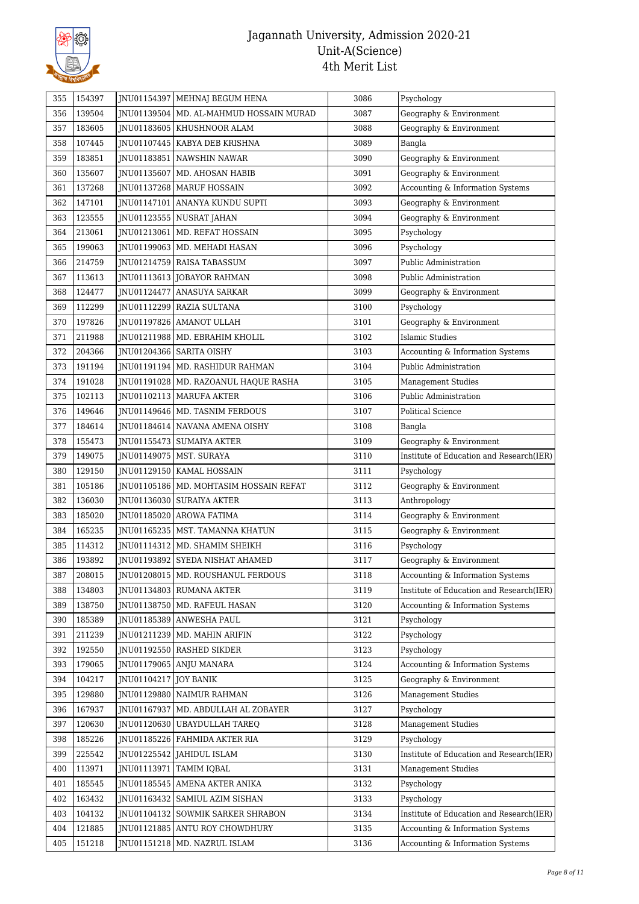# Jagannath University, Admission 2020-21
## Unit-A(Science)
## 4th Merit List

| | | | | | |
|---|---|---|---|---|---|
| 355 | 154397 | JNU01154397 | MEHNAJ BEGUM HENA | 3086 | Psychology |
| 356 | 139504 | JNU01139504 | MD. AL-MAHMUD HOSSAIN MURAD | 3087 | Geography & Environment |
| 357 | 183605 | JNU01183605 | KHUSHNOOR ALAM | 3088 | Geography & Environment |
| 358 | 107445 | JNU01107445 | KABYA DEB KRISHNA | 3089 | Bangla |
| 359 | 183851 | JNU01183851 | NAWSHIN NAWAR | 3090 | Geography & Environment |
| 360 | 135607 | JNU01135607 | MD. AHOSAN HABIB | 3091 | Geography & Environment |
| 361 | 137268 | JNU01137268 | MARUF HOSSAIN | 3092 | Accounting & Information Systems |
| 362 | 147101 | JNU01147101 | ANANYA KUNDU SUPTI | 3093 | Geography & Environment |
| 363 | 123555 | JNU01123555 | NUSRAT JAHAN | 3094 | Geography & Environment |
| 364 | 213061 | JNU01213061 | MD. REFAT HOSSAIN | 3095 | Psychology |
| 365 | 199063 | JNU01199063 | MD. MEHADI HASAN | 3096 | Psychology |
| 366 | 214759 | JNU01214759 | RAISA TABASSUM | 3097 | Public Administration |
| 367 | 113613 | JNU01113613 | JOBAYOR RAHMAN | 3098 | Public Administration |
| 368 | 124477 | JNU01124477 | ANASUYA SARKAR | 3099 | Geography & Environment |
| 369 | 112299 | JNU01112299 | RAZIA SULTANA | 3100 | Psychology |
| 370 | 197826 | JNU01197826 | AMANOT ULLAH | 3101 | Geography & Environment |
| 371 | 211988 | JNU01211988 | MD. EBRAHIM KHOLIL | 3102 | Islamic Studies |
| 372 | 204366 | JNU01204366 | SARITA OISHY | 3103 | Accounting & Information Systems |
| 373 | 191194 | JNU01191194 | MD. RASHIDUR RAHMAN | 3104 | Public Administration |
| 374 | 191028 | JNU01191028 | MD. RAZOANUL HAQUE RASHA | 3105 | Management Studies |
| 375 | 102113 | JNU01102113 | MARUFA AKTER | 3106 | Public Administration |
| 376 | 149646 | JNU01149646 | MD. TASNIM FERDOUS | 3107 | Political Science |
| 377 | 184614 | JNU01184614 | NAVANA AMENA OISHY | 3108 | Bangla |
| 378 | 155473 | JNU01155473 | SUMAIYA AKTER | 3109 | Geography & Environment |
| 379 | 149075 | JNU01149075 | MST. SURAYA | 3110 | Institute of Education and Research(IER) |
| 380 | 129150 | JNU01129150 | KAMAL HOSSAIN | 3111 | Psychology |
| 381 | 105186 | JNU01105186 | MD. MOHTASIM HOSSAIN REFAT | 3112 | Geography & Environment |
| 382 | 136030 | JNU01136030 | SURAIYA AKTER | 3113 | Anthropology |
| 383 | 185020 | JNU01185020 | AROWA FATIMA | 3114 | Geography & Environment |
| 384 | 165235 | JNU01165235 | MST. TAMANNA KHATUN | 3115 | Geography & Environment |
| 385 | 114312 | JNU01114312 | MD. SHAMIM SHEIKH | 3116 | Psychology |
| 386 | 193892 | JNU01193892 | SYEDA NISHAT AHAMED | 3117 | Geography & Environment |
| 387 | 208015 | JNU01208015 | MD. ROUSHANUL FERDOUS | 3118 | Accounting & Information Systems |
| 388 | 134803 | JNU01134803 | RUMANA AKTER | 3119 | Institute of Education and Research(IER) |
| 389 | 138750 | JNU01138750 | MD. RAFEUL HASAN | 3120 | Accounting & Information Systems |
| 390 | 185389 | JNU01185389 | ANWESHA PAUL | 3121 | Psychology |
| 391 | 211239 | JNU01211239 | MD. MAHIN ARIFIN | 3122 | Psychology |
| 392 | 192550 | JNU01192550 | RASHED SIKDER | 3123 | Psychology |
| 393 | 179065 | JNU01179065 | ANJU MANARA | 3124 | Accounting & Information Systems |
| 394 | 104217 | JNU01104217 | JOY BANIK | 3125 | Geography & Environment |
| 395 | 129880 | JNU01129880 | NAIMUR RAHMAN | 3126 | Management Studies |
| 396 | 167937 | JNU01167937 | MD. ABDULLAH AL ZOBAYER | 3127 | Psychology |
| 397 | 120630 | JNU01120630 | UBAYDULLAH TAREQ | 3128 | Management Studies |
| 398 | 185226 | JNU01185226 | FAHMIDA AKTER RIA | 3129 | Psychology |
| 399 | 225542 | JNU01225542 | JAHIDUL ISLAM | 3130 | Institute of Education and Research(IER) |
| 400 | 113971 | JNU01113971 | TAMIM IQBAL | 3131 | Management Studies |
| 401 | 185545 | JNU01185545 | AMENA AKTER ANIKA | 3132 | Psychology |
| 402 | 163432 | JNU01163432 | SAMIUL AZIM SISHAN | 3133 | Psychology |
| 403 | 104132 | JNU01104132 | SOWMIK SARKER SHRABON | 3134 | Institute of Education and Research(IER) |
| 404 | 121885 | JNU01121885 | ANTU ROY CHOWDHURY | 3135 | Accounting & Information Systems |
| 405 | 151218 | JNU01151218 | MD. NAZRUL ISLAM | 3136 | Accounting & Information Systems |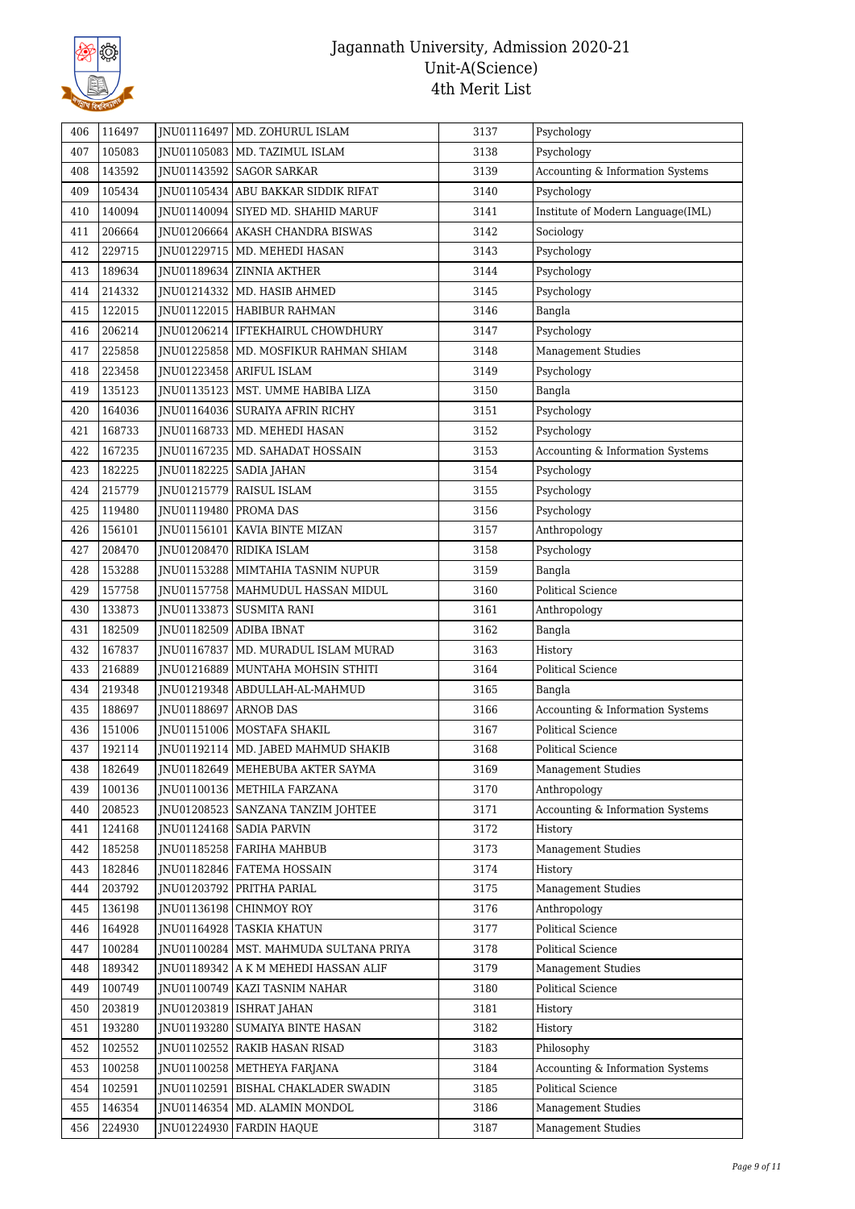# Jagannath University, Admission 2020-21
## Unit-A(Science)
### 4th Merit List

| | | | | | |
|---|---|---|---|---|---|
| 406 | 116497 | JNU01116497 | MD. ZOHURUL ISLAM | 3137 | Psychology |
| 407 | 105083 | JNU01105083 | MD. TAZIMUL ISLAM | 3138 | Psychology |
| 408 | 143592 | JNU01143592 | SAGOR SARKAR | 3139 | Accounting & Information Systems |
| 409 | 105434 | JNU01105434 | ABU BAKKAR SIDDIK RIFAT | 3140 | Psychology |
| 410 | 140094 | JNU01140094 | SIYED MD. SHAHID MARUF | 3141 | Institute of Modern Language(IML) |
| 411 | 206664 | JNU01206664 | AKASH CHANDRA BISWAS | 3142 | Sociology |
| 412 | 229715 | JNU01229715 | MD. MEHEDI HASAN | 3143 | Psychology |
| 413 | 189634 | JNU01189634 | ZINNIA AKTHER | 3144 | Psychology |
| 414 | 214332 | JNU01214332 | MD. HASIB AHMED | 3145 | Psychology |
| 415 | 122015 | JNU01122015 | HABIBUR RAHMAN | 3146 | Bangla |
| 416 | 206214 | JNU01206214 | IFTEKHAIRUL CHOWDHURY | 3147 | Psychology |
| 417 | 225858 | JNU01225858 | MD. MOSFIKUR RAHMAN SHIAM | 3148 | Management Studies |
| 418 | 223458 | JNU01223458 | ARIFUL ISLAM | 3149 | Psychology |
| 419 | 135123 | JNU01135123 | MST. UMME HABIBA LIZA | 3150 | Bangla |
| 420 | 164036 | JNU01164036 | SURAIYA AFRIN RICHY | 3151 | Psychology |
| 421 | 168733 | JNU01168733 | MD. MEHEDI HASAN | 3152 | Psychology |
| 422 | 167235 | JNU01167235 | MD. SAHADAT HOSSAIN | 3153 | Accounting & Information Systems |
| 423 | 182225 | JNU01182225 | SADIA JAHAN | 3154 | Psychology |
| 424 | 215779 | JNU01215779 | RAISUL ISLAM | 3155 | Psychology |
| 425 | 119480 | JNU01119480 | PROMA DAS | 3156 | Psychology |
| 426 | 156101 | JNU01156101 | KAVIA BINTE MIZAN | 3157 | Anthropology |
| 427 | 208470 | JNU01208470 | RIDIKA ISLAM | 3158 | Psychology |
| 428 | 153288 | JNU01153288 | MIMTAHIA TASNIM NUPUR | 3159 | Bangla |
| 429 | 157758 | JNU01157758 | MAHMUDUL HASSAN MIDUL | 3160 | Political Science |
| 430 | 133873 | JNU01133873 | SUSMITA RANI | 3161 | Anthropology |
| 431 | 182509 | JNU01182509 | ADIBA IBNAT | 3162 | Bangla |
| 432 | 167837 | JNU01167837 | MD. MURADUL ISLAM MURAD | 3163 | History |
| 433 | 216889 | JNU01216889 | MUNTAHA MOHSIN STHITI | 3164 | Political Science |
| 434 | 219348 | JNU01219348 | ABDULLAH-AL-MAHMUD | 3165 | Bangla |
| 435 | 188697 | JNU01188697 | ARNOB DAS | 3166 | Accounting & Information Systems |
| 436 | 151006 | JNU01151006 | MOSTAFA SHAKIL | 3167 | Political Science |
| 437 | 192114 | JNU01192114 | MD. JABED MAHMUD SHAKIB | 3168 | Political Science |
| 438 | 182649 | JNU01182649 | MEHEBUBA AKTER SAYMA | 3169 | Management Studies |
| 439 | 100136 | JNU01100136 | METHILA FARZANA | 3170 | Anthropology |
| 440 | 208523 | JNU01208523 | SANZANA TANZIM JOHTEE | 3171 | Accounting & Information Systems |
| 441 | 124168 | JNU01124168 | SADIA PARVIN | 3172 | History |
| 442 | 185258 | JNU01185258 | FARIHA MAHBUB | 3173 | Management Studies |
| 443 | 182846 | JNU01182846 | FATEMA HOSSAIN | 3174 | History |
| 444 | 203792 | JNU01203792 | PRITHA PARIAL | 3175 | Management Studies |
| 445 | 136198 | JNU01136198 | CHINMOY ROY | 3176 | Anthropology |
| 446 | 164928 | JNU01164928 | TASKIA KHATUN | 3177 | Political Science |
| 447 | 100284 | JNU01100284 | MST. MAHMUDA SULTANA PRIYA | 3178 | Political Science |
| 448 | 189342 | JNU01189342 | A K M MEHEDI HASSAN ALIF | 3179 | Management Studies |
| 449 | 100749 | JNU01100749 | KAZI TASNIM NAHAR | 3180 | Political Science |
| 450 | 203819 | JNU01203819 | ISHRAT JAHAN | 3181 | History |
| 451 | 193280 | JNU01193280 | SUMAIYA BINTE HASAN | 3182 | History |
| 452 | 102552 | JNU01102552 | RAKIB HASAN RISAD | 3183 | Philosophy |
| 453 | 100258 | JNU01100258 | METHEYA FARJANA | 3184 | Accounting & Information Systems |
| 454 | 102591 | JNU01102591 | BISHAL CHAKLADER SWADIN | 3185 | Political Science |
| 455 | 146354 | JNU01146354 | MD. ALAMIN MONDOL | 3186 | Management Studies |
| 456 | 224930 | JNU01224930 | FARDIN HAQUE | 3187 | Management Studies |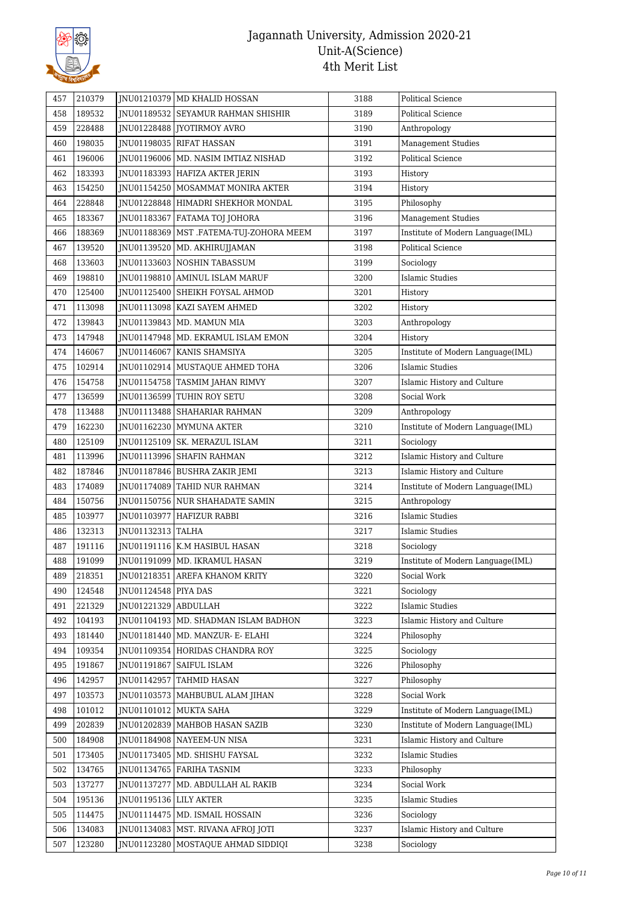# Jagannath University, Admission 2020-21
## Unit-A(Science)
## 4th Merit List

| | | | | | |
|---|---|---|---|---|---|
| 457 | 210379 | JNU01210379 | MD KHALID HOSSAN | 3188 | Political Science |
| 458 | 189532 | JNU01189532 | SEYAMUR RAHMAN SHISHIR | 3189 | Political Science |
| 459 | 228488 | JNU01228488 | JYOTIRMOY AVRO | 3190 | Anthropology |
| 460 | 198035 | JNU01198035 | RIFAT HASSAN | 3191 | Management Studies |
| 461 | 196006 | JNU01196006 | MD. NASIM IMTIAZ NISHAD | 3192 | Political Science |
| 462 | 183393 | JNU01183393 | HAFIZA AKTER JERIN | 3193 | History |
| 463 | 154250 | JNU01154250 | MOSAMMAT MONIRA AKTER | 3194 | History |
| 464 | 228848 | JNU01228848 | HIMADRI SHEKHOR MONDAL | 3195 | Philosophy |
| 465 | 183367 | JNU01183367 | FATAMA TOJ JOHORA | 3196 | Management Studies |
| 466 | 188369 | JNU01188369 | MST .FATEMA-TUJ-ZOHORA MEEM | 3197 | Institute of Modern Language(IML) |
| 467 | 139520 | JNU01139520 | MD. AKHIRUJJAMAN | 3198 | Political Science |
| 468 | 133603 | JNU01133603 | NOSHIN TABASSUM | 3199 | Sociology |
| 469 | 198810 | JNU01198810 | AMINUL ISLAM MARUF | 3200 | Islamic Studies |
| 470 | 125400 | JNU01125400 | SHEIKH FOYSAL AHMOD | 3201 | History |
| 471 | 113098 | JNU01113098 | KAZI SAYEM AHMED | 3202 | History |
| 472 | 139843 | JNU01139843 | MD. MAMUN MIA | 3203 | Anthropology |
| 473 | 147948 | JNU01147948 | MD. EKRAMUL ISLAM EMON | 3204 | History |
| 474 | 146067 | JNU01146067 | KANIS SHAMSIYA | 3205 | Institute of Modern Language(IML) |
| 475 | 102914 | JNU01102914 | MUSTAQUE AHMED TOHA | 3206 | Islamic Studies |
| 476 | 154758 | JNU01154758 | TASMIM JAHAN RIMVY | 3207 | Islamic History and Culture |
| 477 | 136599 | JNU01136599 | TUHIN ROY SETU | 3208 | Social Work |
| 478 | 113488 | JNU01113488 | SHAHARIAR RAHMAN | 3209 | Anthropology |
| 479 | 162230 | JNU01162230 | MYMUNA AKTER | 3210 | Institute of Modern Language(IML) |
| 480 | 125109 | JNU01125109 | SK. MERAZUL ISLAM | 3211 | Sociology |
| 481 | 113996 | JNU01113996 | SHAFIN RAHMAN | 3212 | Islamic History and Culture |
| 482 | 187846 | JNU01187846 | BUSHRA ZAKIR JEMI | 3213 | Islamic History and Culture |
| 483 | 174089 | JNU01174089 | TAHID NUR RAHMAN | 3214 | Institute of Modern Language(IML) |
| 484 | 150756 | JNU01150756 | NUR SHAHADATE SAMIN | 3215 | Anthropology |
| 485 | 103977 | JNU01103977 | HAFIZUR RABBI | 3216 | Islamic Studies |
| 486 | 132313 | JNU01132313 | TALHA | 3217 | Islamic Studies |
| 487 | 191116 | JNU01191116 | K.M HASIBUL HASAN | 3218 | Sociology |
| 488 | 191099 | JNU01191099 | MD. IKRAMUL HASAN | 3219 | Institute of Modern Language(IML) |
| 489 | 218351 | JNU01218351 | AREFA KHANOM KRITY | 3220 | Social Work |
| 490 | 124548 | JNU01124548 | PIYA DAS | 3221 | Sociology |
| 491 | 221329 | JNU01221329 | ABDULLAH | 3222 | Islamic Studies |
| 492 | 104193 | JNU01104193 | MD. SHADMAN ISLAM BADHON | 3223 | Islamic History and Culture |
| 493 | 181440 | JNU01181440 | MD. MANZUR- E- ELAHI | 3224 | Philosophy |
| 494 | 109354 | JNU01109354 | HORIDAS CHANDRA ROY | 3225 | Sociology |
| 495 | 191867 | JNU01191867 | SAIFUL ISLAM | 3226 | Philosophy |
| 496 | 142957 | JNU01142957 | TAHMID HASAN | 3227 | Philosophy |
| 497 | 103573 | JNU01103573 | MAHBUBUL ALAM JIHAN | 3228 | Social Work |
| 498 | 101012 | JNU01101012 | MUKTA SAHA | 3229 | Institute of Modern Language(IML) |
| 499 | 202839 | JNU01202839 | MAHBOB HASAN SAZIB | 3230 | Institute of Modern Language(IML) |
| 500 | 184908 | JNU01184908 | NAYEEM-UN NISA | 3231 | Islamic History and Culture |
| 501 | 173405 | JNU01173405 | MD. SHISHU FAYSAL | 3232 | Islamic Studies |
| 502 | 134765 | JNU01134765 | FARIHA TASNIM | 3233 | Philosophy |
| 503 | 137277 | JNU01137277 | MD. ABDULLAH AL RAKIB | 3234 | Social Work |
| 504 | 195136 | JNU01195136 | LILY AKTER | 3235 | Islamic Studies |
| 505 | 114475 | JNU01114475 | MD. ISMAIL HOSSAIN | 3236 | Sociology |
| 506 | 134083 | JNU01134083 | MST. RIVANA AFROJ JOTI | 3237 | Islamic History and Culture |
| 507 | 123280 | JNU01123280 | MOSTAQUE AHMAD SIDDIQI | 3238 | Sociology |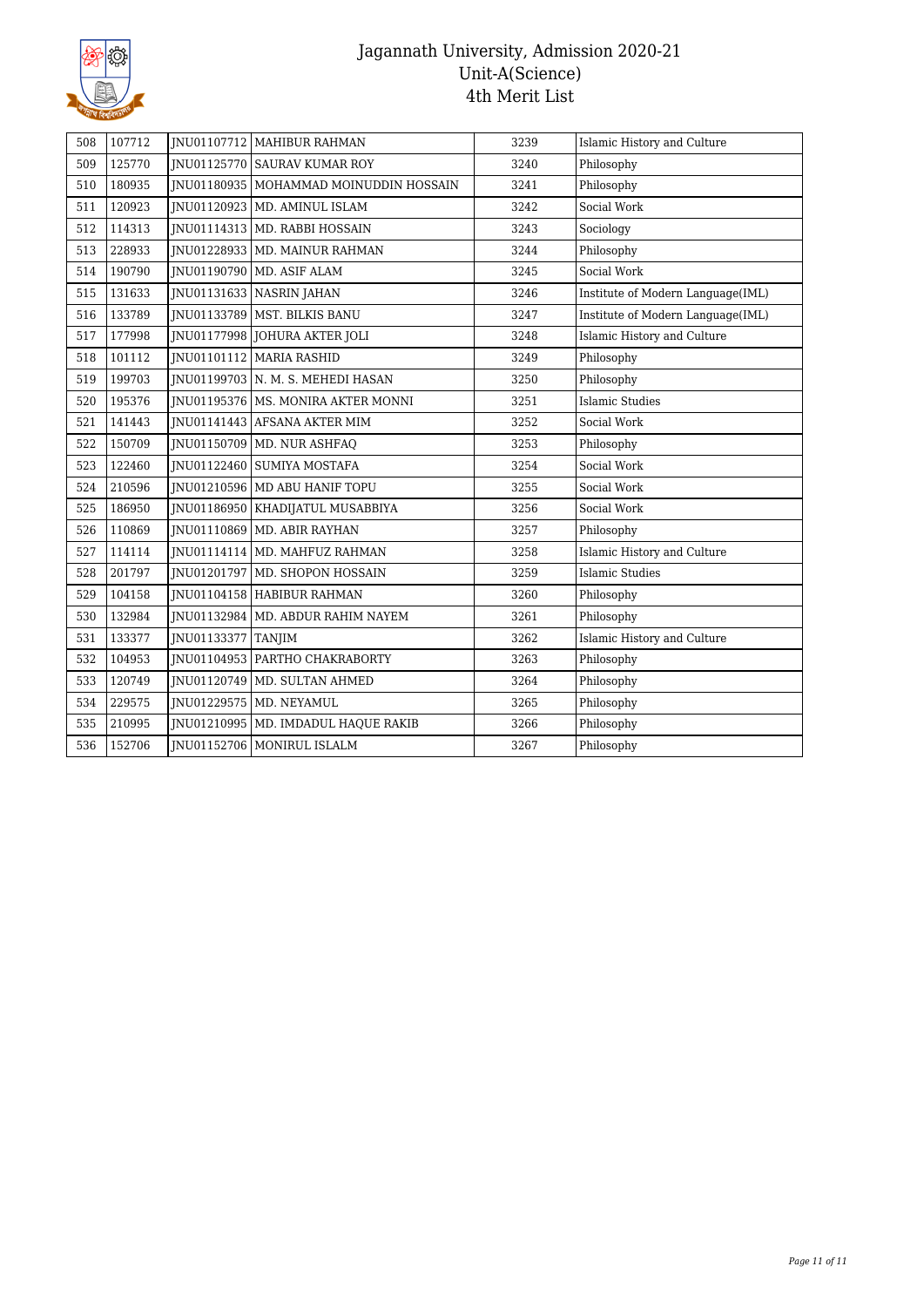# Jagannath University, Admission 2020-21
## Unit-A(Science)
## 4th Merit List

| | | | | | |
|---|---|---|---|---|---|
| 508 | 107712 | JNU01107712 | MAHIBUR RAHMAN | 3239 | Islamic History and Culture |
| 509 | 125770 | JNU01125770 | SAURAV KUMAR ROY | 3240 | Philosophy |
| 510 | 180935 | JNU01180935 | MOHAMMAD MOINUDDIN HOSSAIN | 3241 | Philosophy |
| 511 | 120923 | JNU01120923 | MD. AMINUL ISLAM | 3242 | Social Work |
| 512 | 114313 | JNU01114313 | MD. RABBI HOSSAIN | 3243 | Sociology |
| 513 | 228933 | JNU01228933 | MD. MAINUR RAHMAN | 3244 | Philosophy |
| 514 | 190790 | JNU01190790 | MD. ASIF ALAM | 3245 | Social Work |
| 515 | 131633 | JNU01131633 | NASRIN JAHAN | 3246 | Institute of Modern Language(IML) |
| 516 | 133789 | JNU01133789 | MST. BILKIS BANU | 3247 | Institute of Modern Language(IML) |
| 517 | 177998 | JNU01177998 | JOHURA AKTER JOLI | 3248 | Islamic History and Culture |
| 518 | 101112 | JNU01101112 | MARIA RASHID | 3249 | Philosophy |
| 519 | 199703 | JNU01199703 | N. M. S. MEHEDI HASAN | 3250 | Philosophy |
| 520 | 195376 | JNU01195376 | MS. MONIRA AKTER MONNI | 3251 | Islamic Studies |
| 521 | 141443 | JNU01141443 | AFSANA AKTER MIM | 3252 | Social Work |
| 522 | 150709 | JNU01150709 | MD. NUR ASHFAQ | 3253 | Philosophy |
| 523 | 122460 | JNU01122460 | SUMIYA MOSTAFA | 3254 | Social Work |
| 524 | 210596 | JNU01210596 | MD ABU HANIF TOPU | 3255 | Social Work |
| 525 | 186950 | JNU01186950 | KHADIJATUL MUSABBIYA | 3256 | Social Work |
| 526 | 110869 | JNU01110869 | MD. ABIR RAYHAN | 3257 | Philosophy |
| 527 | 114114 | JNU01114114 | MD. MAHFUZ RAHMAN | 3258 | Islamic History and Culture |
| 528 | 201797 | JNU01201797 | MD. SHOPON HOSSAIN | 3259 | Islamic Studies |
| 529 | 104158 | JNU01104158 | HABIBUR RAHMAN | 3260 | Philosophy |
| 530 | 132984 | JNU01132984 | MD. ABDUR RAHIM NAYEM | 3261 | Philosophy |
| 531 | 133377 | JNU01133377 | TANJIM | 3262 | Islamic History and Culture |
| 532 | 104953 | JNU01104953 | PARTHO CHAKRABORTY | 3263 | Philosophy |
| 533 | 120749 | JNU01120749 | MD. SULTAN AHMED | 3264 | Philosophy |
| 534 | 229575 | JNU01229575 | MD. NEYAMUL | 3265 | Philosophy |
| 535 | 210995 | JNU01210995 | MD. IMDADUL HAQUE RAKIB | 3266 | Philosophy |
| 536 | 152706 | JNU01152706 | MONIRUL ISLALM | 3267 | Philosophy |